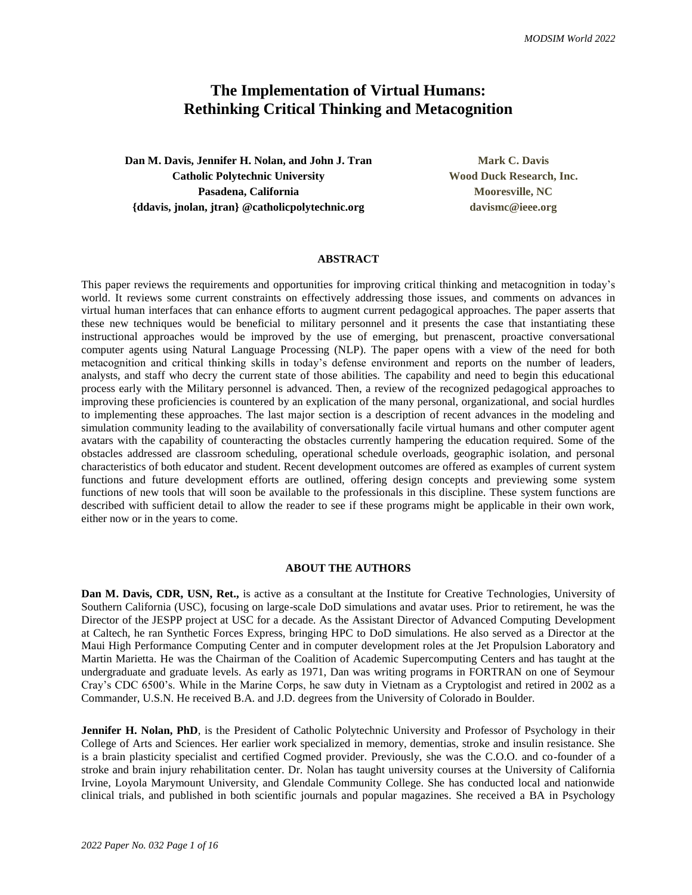# The Implementation of Virtual Humans: Rethinking Critical Thinking and Metacognition

**Dan M. Davis, Jennifer H. Nolan, and John J. Tran**
**Catholic Polytechnic University**
**Pasadena, California**
**{ddavis, jnolan, jtran} @catholicpolytechnic.org**

**Mark C. Davis**
**Wood Duck Research, Inc.**
**Mooresville, NC**
**davismc@ieee.org**

## ABSTRACT

This paper reviews the requirements and opportunities for improving critical thinking and metacognition in today's world. It reviews some current constraints on effectively addressing those issues, and comments on advances in virtual human interfaces that can enhance efforts to augment current pedagogical approaches. The paper asserts that these new techniques would be beneficial to military personnel and it presents the case that instantiating these instructional approaches would be improved by the use of emerging, but prenascent, proactive conversational computer agents using Natural Language Processing (NLP). The paper opens with a view of the need for both metacognition and critical thinking skills in today's defense environment and reports on the number of leaders, analysts, and staff who decry the current state of those abilities. The capability and need to begin this educational process early with the Military personnel is advanced. Then, a review of the recognized pedagogical approaches to improving these proficiencies is countered by an explication of the many personal, organizational, and social hurdles to implementing these approaches. The last major section is a description of recent advances in the modeling and simulation community leading to the availability of conversationally facile virtual humans and other computer agent avatars with the capability of counteracting the obstacles currently hampering the education required. Some of the obstacles addressed are classroom scheduling, operational schedule overloads, geographic isolation, and personal characteristics of both educator and student. Recent development outcomes are offered as examples of current system functions and future development efforts are outlined, offering design concepts and previewing some system functions of new tools that will soon be available to the professionals in this discipline. These system functions are described with sufficient detail to allow the reader to see if these programs might be applicable in their own work, either now or in the years to come.

## ABOUT THE AUTHORS

**Dan M. Davis, CDR, USN, Ret.,** is active as a consultant at the Institute for Creative Technologies, University of Southern California (USC), focusing on large-scale DoD simulations and avatar uses. Prior to retirement, he was the Director of the JESPP project at USC for a decade. As the Assistant Director of Advanced Computing Development at Caltech, he ran Synthetic Forces Express, bringing HPC to DoD simulations. He also served as a Director at the Maui High Performance Computing Center and in computer development roles at the Jet Propulsion Laboratory and Martin Marietta. He was the Chairman of the Coalition of Academic Supercomputing Centers and has taught at the undergraduate and graduate levels. As early as 1971, Dan was writing programs in FORTRAN on one of Seymour Cray's CDC 6500's. While in the Marine Corps, he saw duty in Vietnam as a Cryptologist and retired in 2002 as a Commander, U.S.N. He received B.A. and J.D. degrees from the University of Colorado in Boulder.

**Jennifer H. Nolan, PhD**, is the President of Catholic Polytechnic University and Professor of Psychology in their College of Arts and Sciences. Her earlier work specialized in memory, dementias, stroke and insulin resistance. She is a brain plasticity specialist and certified Cogmed provider. Previously, she was the C.O.O. and co-founder of a stroke and brain injury rehabilitation center. Dr. Nolan has taught university courses at the University of California Irvine, Loyola Marymount University, and Glendale Community College. She has conducted local and nationwide clinical trials, and published in both scientific journals and popular magazines. She received a BA in Psychology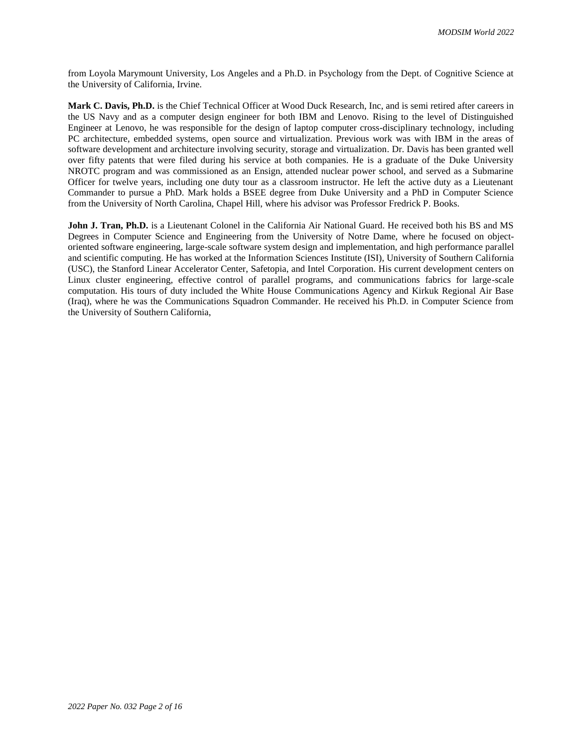from Loyola Marymount University, Los Angeles and a Ph.D. in Psychology from the Dept. of Cognitive Science at the University of California, Irvine.

**Mark C. Davis, Ph.D.** is the Chief Technical Officer at Wood Duck Research, Inc, and is semi retired after careers in the US Navy and as a computer design engineer for both IBM and Lenovo. Rising to the level of Distinguished Engineer at Lenovo, he was responsible for the design of laptop computer cross-disciplinary technology, including PC architecture, embedded systems, open source and virtualization. Previous work was with IBM in the areas of software development and architecture involving security, storage and virtualization. Dr. Davis has been granted well over fifty patents that were filed during his service at both companies. He is a graduate of the Duke University NROTC program and was commissioned as an Ensign, attended nuclear power school, and served as a Submarine Officer for twelve years, including one duty tour as a classroom instructor. He left the active duty as a Lieutenant Commander to pursue a PhD. Mark holds a BSEE degree from Duke University and a PhD in Computer Science from the University of North Carolina, Chapel Hill, where his advisor was Professor Fredrick P. Books.

**John J. Tran, Ph.D.** is a Lieutenant Colonel in the California Air National Guard. He received both his BS and MS Degrees in Computer Science and Engineering from the University of Notre Dame, where he focused on object-oriented software engineering, large-scale software system design and implementation, and high performance parallel and scientific computing. He has worked at the Information Sciences Institute (ISI), University of Southern California (USC), the Stanford Linear Accelerator Center, Safetopia, and Intel Corporation. His current development centers on Linux cluster engineering, effective control of parallel programs, and communications fabrics for large-scale computation. His tours of duty included the White House Communications Agency and Kirkuk Regional Air Base (Iraq), where he was the Communications Squadron Commander. He received his Ph.D. in Computer Science from the University of Southern California,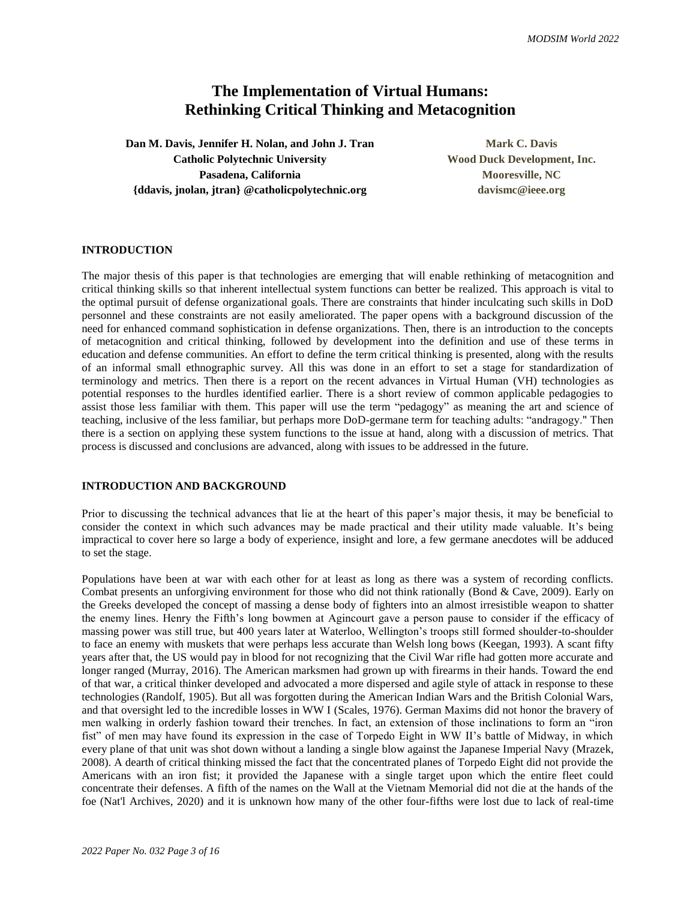# The Implementation of Virtual Humans: Rethinking Critical Thinking and Metacognition

**Dan M. Davis, Jennifer H. Nolan, and John J. Tran**
**Catholic Polytechnic University**
**Pasadena, California**
**{ddavis, jnolan, jtran} @catholicpolytechnic.org**

**Mark C. Davis**
**Wood Duck Development, Inc.**
**Mooresville, NC**
**davismc@ieee.org**

## INTRODUCTION

The major thesis of this paper is that technologies are emerging that will enable rethinking of metacognition and critical thinking skills so that inherent intellectual system functions can better be realized. This approach is vital to the optimal pursuit of defense organizational goals. There are constraints that hinder inculcating such skills in DoD personnel and these constraints are not easily ameliorated. The paper opens with a background discussion of the need for enhanced command sophistication in defense organizations. Then, there is an introduction to the concepts of metacognition and critical thinking, followed by development into the definition and use of these terms in education and defense communities. An effort to define the term critical thinking is presented, along with the results of an informal small ethnographic survey. All this was done in an effort to set a stage for standardization of terminology and metrics. Then there is a report on the recent advances in Virtual Human (VH) technologies as potential responses to the hurdles identified earlier. There is a short review of common applicable pedagogies to assist those less familiar with them. This paper will use the term "pedagogy" as meaning the art and science of teaching, inclusive of the less familiar, but perhaps more DoD-germane term for teaching adults: "andragogy." Then there is a section on applying these system functions to the issue at hand, along with a discussion of metrics. That process is discussed and conclusions are advanced, along with issues to be addressed in the future.

## INTRODUCTION AND BACKGROUND

Prior to discussing the technical advances that lie at the heart of this paper's major thesis, it may be beneficial to consider the context in which such advances may be made practical and their utility made valuable. It's being impractical to cover here so large a body of experience, insight and lore, a few germane anecdotes will be adduced to set the stage.

Populations have been at war with each other for at least as long as there was a system of recording conflicts. Combat presents an unforgiving environment for those who did not think rationally (Bond & Cave, 2009). Early on the Greeks developed the concept of massing a dense body of fighters into an almost irresistible weapon to shatter the enemy lines. Henry the Fifth's long bowmen at Agincourt gave a person pause to consider if the efficacy of massing power was still true, but 400 years later at Waterloo, Wellington's troops still formed shoulder-to-shoulder to face an enemy with muskets that were perhaps less accurate than Welsh long bows (Keegan, 1993). A scant fifty years after that, the US would pay in blood for not recognizing that the Civil War rifle had gotten more accurate and longer ranged (Murray, 2016). The American marksmen had grown up with firearms in their hands. Toward the end of that war, a critical thinker developed and advocated a more dispersed and agile style of attack in response to these technologies (Randolf, 1905). But all was forgotten during the American Indian Wars and the British Colonial Wars, and that oversight led to the incredible losses in WW I (Scales, 1976). German Maxims did not honor the bravery of men walking in orderly fashion toward their trenches. In fact, an extension of those inclinations to form an "iron fist" of men may have found its expression in the case of Torpedo Eight in WW II's battle of Midway, in which every plane of that unit was shot down without a landing a single blow against the Japanese Imperial Navy (Mrazek, 2008). A dearth of critical thinking missed the fact that the concentrated planes of Torpedo Eight did not provide the Americans with an iron fist; it provided the Japanese with a single target upon which the entire fleet could concentrate their defenses. A fifth of the names on the Wall at the Vietnam Memorial did not die at the hands of the foe (Nat'l Archives, 2020) and it is unknown how many of the other four-fifths were lost due to lack of real-time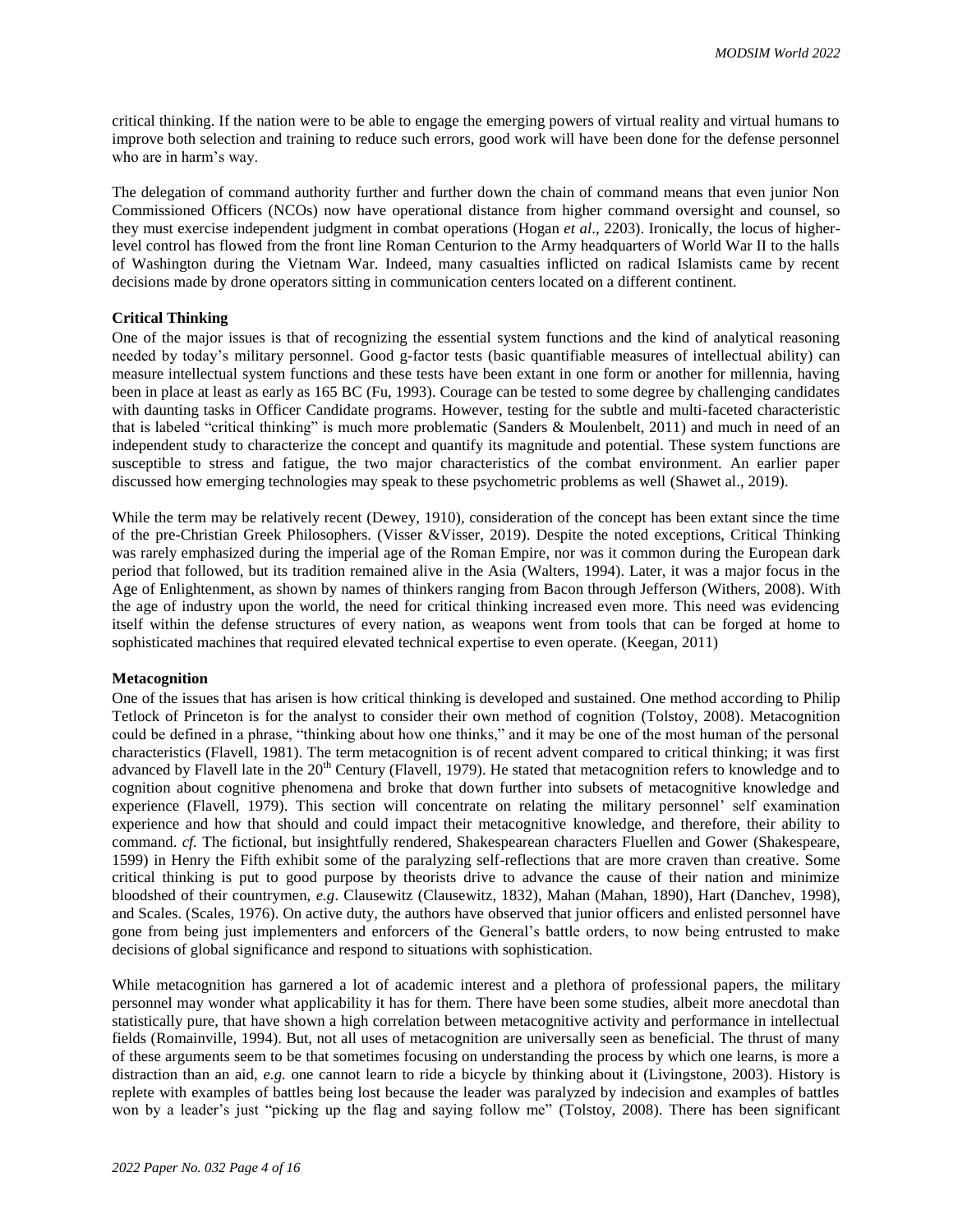critical thinking. If the nation were to be able to engage the emerging powers of virtual reality and virtual humans to improve both selection and training to reduce such errors, good work will have been done for the defense personnel who are in harm's way.

The delegation of command authority further and further down the chain of command means that even junior Non Commissioned Officers (NCOs) now have operational distance from higher command oversight and counsel, so they must exercise independent judgment in combat operations (Hogan *et al*., 2203). Ironically, the locus of higher-level control has flowed from the front line Roman Centurion to the Army headquarters of World War II to the halls of Washington during the Vietnam War. Indeed, many casualties inflicted on radical Islamists came by recent decisions made by drone operators sitting in communication centers located on a different continent.

**Critical Thinking**

One of the major issues is that of recognizing the essential system functions and the kind of analytical reasoning needed by today's military personnel. Good g-factor tests (basic quantifiable measures of intellectual ability) can measure intellectual system functions and these tests have been extant in one form or another for millennia, having been in place at least as early as 165 BC (Fu, 1993). Courage can be tested to some degree by challenging candidates with daunting tasks in Officer Candidate programs. However, testing for the subtle and multi-faceted characteristic that is labeled "critical thinking" is much more problematic (Sanders & Moulenbelt, 2011) and much in need of an independent study to characterize the concept and quantify its magnitude and potential. These system functions are susceptible to stress and fatigue, the two major characteristics of the combat environment. An earlier paper discussed how emerging technologies may speak to these psychometric problems as well (Shawet al., 2019).

While the term may be relatively recent (Dewey, 1910), consideration of the concept has been extant since the time of the pre-Christian Greek Philosophers. (Visser &Visser, 2019). Despite the noted exceptions, Critical Thinking was rarely emphasized during the imperial age of the Roman Empire, nor was it common during the European dark period that followed, but its tradition remained alive in the Asia (Walters, 1994). Later, it was a major focus in the Age of Enlightenment, as shown by names of thinkers ranging from Bacon through Jefferson (Withers, 2008). With the age of industry upon the world, the need for critical thinking increased even more. This need was evidencing itself within the defense structures of every nation, as weapons went from tools that can be forged at home to sophisticated machines that required elevated technical expertise to even operate. (Keegan, 2011)

**Metacognition**

One of the issues that has arisen is how critical thinking is developed and sustained. One method according to Philip Tetlock of Princeton is for the analyst to consider their own method of cognition (Tolstoy, 2008). Metacognition could be defined in a phrase, "thinking about how one thinks," and it may be one of the most human of the personal characteristics (Flavell, 1981). The term metacognition is of recent advent compared to critical thinking; it was first advanced by Flavell late in the 20th Century (Flavell, 1979). He stated that metacognition refers to knowledge and to cognition about cognitive phenomena and broke that down further into subsets of metacognitive knowledge and experience (Flavell, 1979). This section will concentrate on relating the military personnel' self examination experience and how that should and could impact their metacognitive knowledge, and therefore, their ability to command. *cf.* The fictional, but insightfully rendered, Shakespearean characters Fluellen and Gower (Shakespeare, 1599) in Henry the Fifth exhibit some of the paralyzing self-reflections that are more craven than creative. Some critical thinking is put to good purpose by theorists drive to advance the cause of their nation and minimize bloodshed of their countrymen, *e.g*. Clausewitz (Clausewitz, 1832), Mahan (Mahan, 1890), Hart (Danchev, 1998), and Scales. (Scales, 1976). On active duty, the authors have observed that junior officers and enlisted personnel have gone from being just implementers and enforcers of the General's battle orders, to now being entrusted to make decisions of global significance and respond to situations with sophistication.

While metacognition has garnered a lot of academic interest and a plethora of professional papers, the military personnel may wonder what applicability it has for them. There have been some studies, albeit more anecdotal than statistically pure, that have shown a high correlation between metacognitive activity and performance in intellectual fields (Romainville, 1994). But, not all uses of metacognition are universally seen as beneficial. The thrust of many of these arguments seem to be that sometimes focusing on understanding the process by which one learns, is more a distraction than an aid, *e.g.* one cannot learn to ride a bicycle by thinking about it (Livingstone, 2003). History is replete with examples of battles being lost because the leader was paralyzed by indecision and examples of battles won by a leader's just "picking up the flag and saying follow me" (Tolstoy, 2008). There has been significant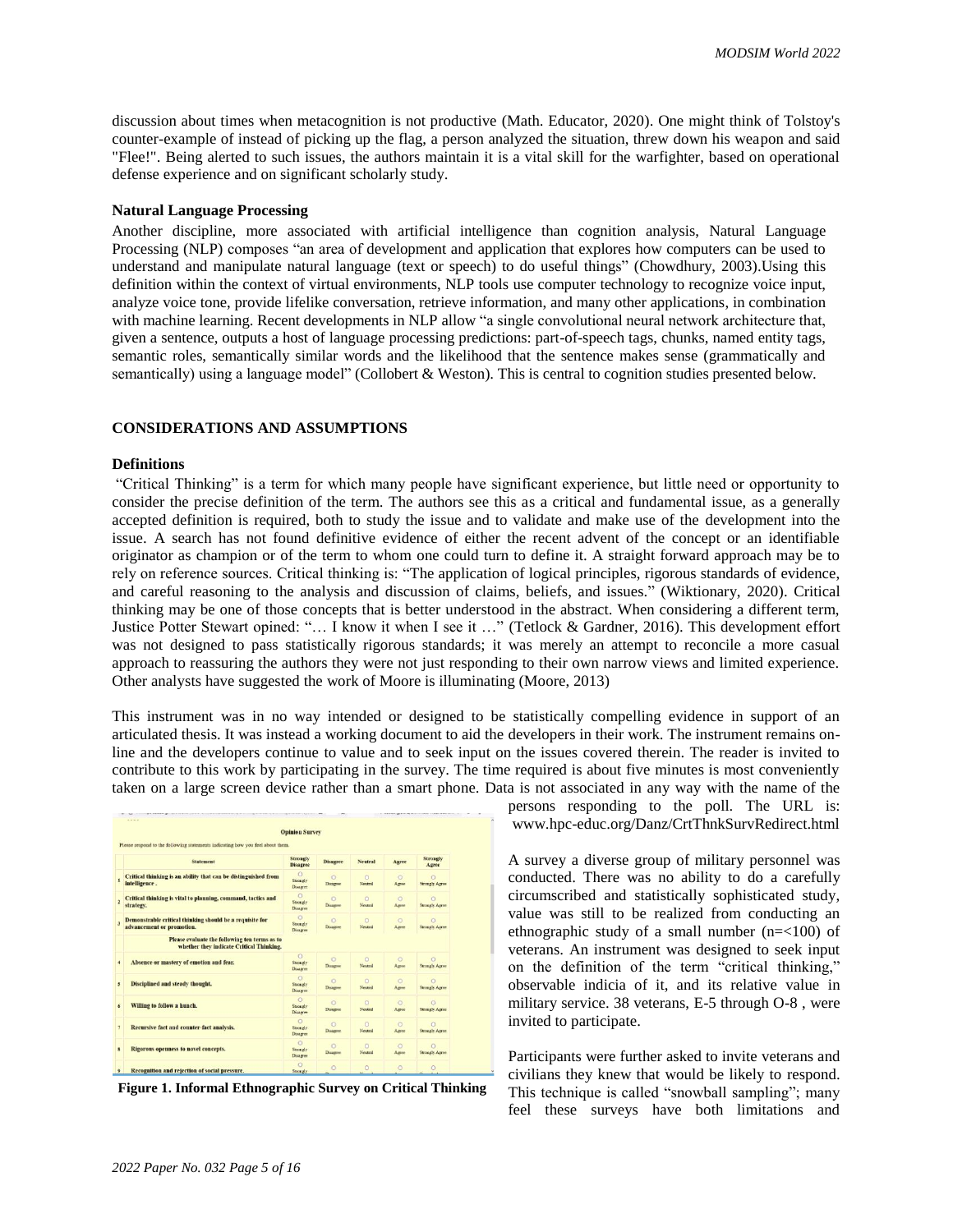discussion about times when metacognition is not productive (Math. Educator, 2020). One might think of Tolstoy's counter-example of instead of picking up the flag, a person analyzed the situation, threw down his weapon and said "Flee!". Being alerted to such issues, the authors maintain it is a vital skill for the warfighter, based on operational defense experience and on significant scholarly study.

### Natural Language Processing

Another discipline, more associated with artificial intelligence than cognition analysis, Natural Language Processing (NLP) composes "an area of development and application that explores how computers can be used to understand and manipulate natural language (text or speech) to do useful things" (Chowdhury, 2003).Using this definition within the context of virtual environments, NLP tools use computer technology to recognize voice input, analyze voice tone, provide lifelike conversation, retrieve information, and many other applications, in combination with machine learning. Recent developments in NLP allow "a single convolutional neural network architecture that, given a sentence, outputs a host of language processing predictions: part-of-speech tags, chunks, named entity tags, semantic roles, semantically similar words and the likelihood that the sentence makes sense (grammatically and semantically) using a language model" (Collobert & Weston). This is central to cognition studies presented below.

## CONSIDERATIONS AND ASSUMPTIONS

### Definitions

"Critical Thinking" is a term for which many people have significant experience, but little need or opportunity to consider the precise definition of the term. The authors see this as a critical and fundamental issue, as a generally accepted definition is required, both to study the issue and to validate and make use of the development into the issue. A search has not found definitive evidence of either the recent advent of the concept or an identifiable originator as champion or of the term to whom one could turn to define it. A straight forward approach may be to rely on reference sources. Critical thinking is: "The application of logical principles, rigorous standards of evidence, and careful reasoning to the analysis and discussion of claims, beliefs, and issues." (Wiktionary, 2020). Critical thinking may be one of those concepts that is better understood in the abstract. When considering a different term, Justice Potter Stewart opined: "… I know it when I see it …" (Tetlock & Gardner, 2016). This development effort was not designed to pass statistically rigorous standards; it was merely an attempt to reconcile a more casual approach to reassuring the authors they were not just responding to their own narrow views and limited experience. Other analysts have suggested the work of Moore is illuminating (Moore, 2013)

This instrument was in no way intended or designed to be statistically compelling evidence in support of an articulated thesis. It was instead a working document to aid the developers in their work. The instrument remains on-line and the developers continue to value and to seek input on the issues covered therein. The reader is invited to contribute to this work by participating in the survey. The time required is about five minutes is most conveniently taken on a large screen device rather than a smart phone. Data is not associated in any way with the name of the persons responding to the poll. The URL is: www.hpc-educ.org/Danz/CrtThnkSurvRedirect.html

**Figure 1. Informal Ethnographic Survey on Critical Thinking**

A survey a diverse group of military personnel was conducted. There was no ability to do a carefully circumscribed and statistically sophisticated study, value was still to be realized from conducting an ethnographic study of a small number (n=<100) of veterans. An instrument was designed to seek input on the definition of the term "critical thinking," observable indicia of it, and its relative value in military service. 38 veterans, E-5 through O-8 , were invited to participate.

Participants were further asked to invite veterans and civilians they knew that would be likely to respond. This technique is called "snowball sampling"; many feel these surveys have both limitations and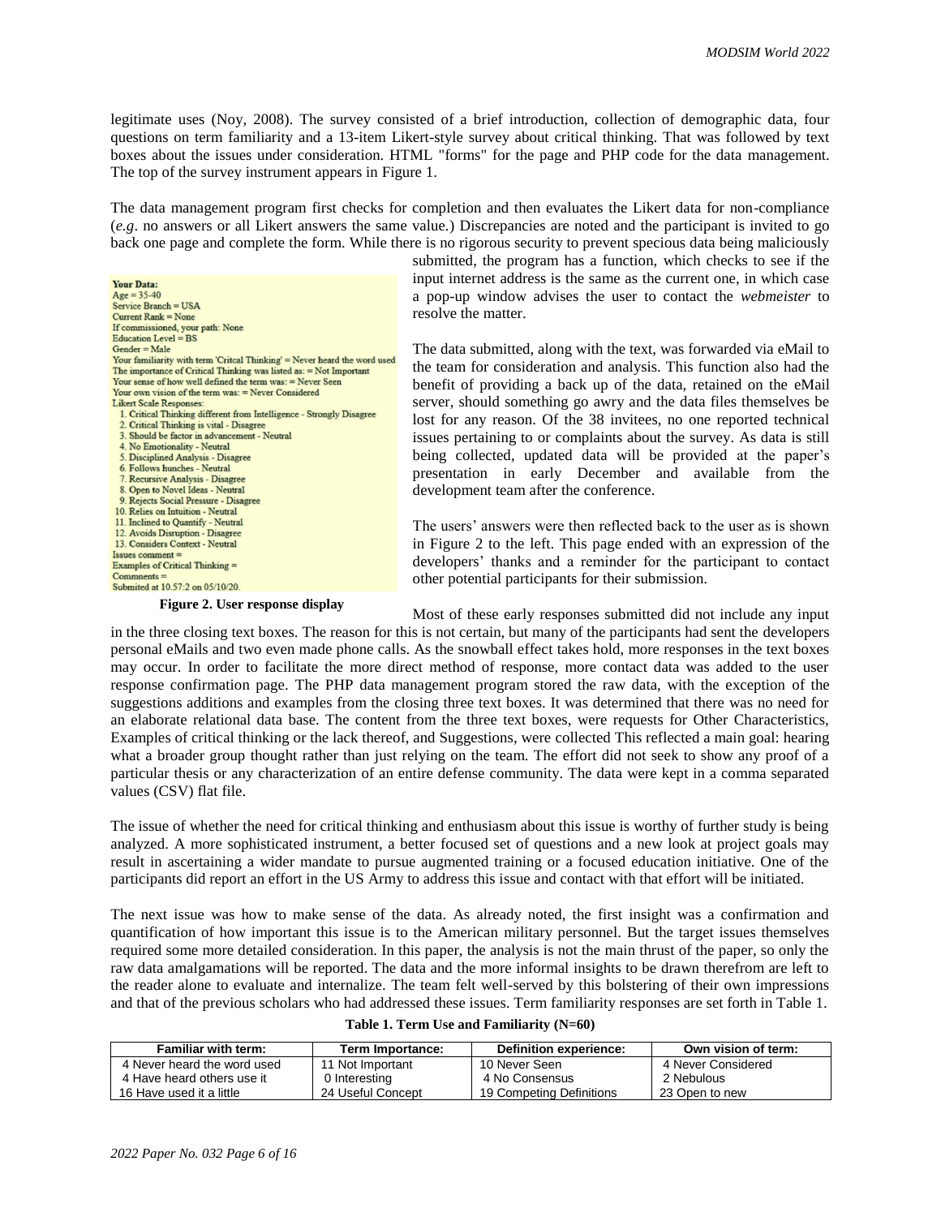legitimate uses (Noy, 2008). The survey consisted of a brief introduction, collection of demographic data, four questions on term familiarity and a 13-item Likert-style survey about critical thinking. That was followed by text boxes about the issues under consideration. HTML "forms" for the page and PHP code for the data management. The top of the survey instrument appears in Figure 1.

The data management program first checks for completion and then evaluates the Likert data for non-compliance (*e.g*. no answers or all Likert answers the same value.) Discrepancies are noted and the participant is invited to go back one page and complete the form. While there is no rigorous security to prevent specious data being maliciously submitted, the program has a function, which checks to see if the input internet address is the same as the current one, in which case a pop-up window advises the user to contact the *webmeister* to resolve the matter.

**Your Data:**
Age = 35-40
Service Branch = USA
Current Rank = None
If commissioned, your path: None
Education Level = BS
Gender = Male
Your familiarity with term 'Critcal Thinking' = Never heard the word used
The importance of Critical Thinking was listed as: = Not Important
Your sense of how well defined the term was: = Never Seen
Your own vision of the term was: = Never Considered
Likert Scale Responses:
1. Critical Thinking different from Intelligence - Strongly Disagree
2. Critical Thinking is vital - Disagree
3. Should be factor in advancement - Neutral
4. No Emotionality - Neutral
5. Disciplined Analysis - Disagree
6. Follows hunches - Neutral
7. Recursive Analysis - Disagree
8. Open to Novel Ideas - Neutral
9. Rejects Social Pressure - Disagree
10. Relies on Intuition - Neutral
11. Inclined to Quantify - Neutral
12. Avoids Disruption - Disagree
13. Considers Context - Neutral
Issues comment =
Examples of Critical Thinking =
Commnents =
Submited at 10.57:2 on 05/10/20.

**Figure 2. User response display**

The data submitted, along with the text, was forwarded via eMail to the team for consideration and analysis. This function also had the benefit of providing a back up of the data, retained on the eMail server, should something go awry and the data files themselves be lost for any reason. Of the 38 invitees, no one reported technical issues pertaining to or complaints about the survey. As data is still being collected, updated data will be provided at the paper's presentation in early December and available from the development team after the conference.

The users' answers were then reflected back to the user as is shown in Figure 2 to the left. This page ended with an expression of the developers' thanks and a reminder for the participant to contact other potential participants for their submission.

Most of these early responses submitted did not include any input in the three closing text boxes. The reason for this is not certain, but many of the participants had sent the developers personal eMails and two even made phone calls. As the snowball effect takes hold, more responses in the text boxes may occur. In order to facilitate the more direct method of response, more contact data was added to the user response confirmation page. The PHP data management program stored the raw data, with the exception of the suggestions additions and examples from the closing three text boxes. It was determined that there was no need for an elaborate relational data base. The content from the three text boxes, were requests for Other Characteristics, Examples of critical thinking or the lack thereof, and Suggestions, were collected This reflected a main goal: hearing what a broader group thought rather than just relying on the team. The effort did not seek to show any proof of a particular thesis or any characterization of an entire defense community. The data were kept in a comma separated values (CSV) flat file.

The issue of whether the need for critical thinking and enthusiasm about this issue is worthy of further study is being analyzed. A more sophisticated instrument, a better focused set of questions and a new look at project goals may result in ascertaining a wider mandate to pursue augmented training or a focused education initiative. One of the participants did report an effort in the US Army to address this issue and contact with that effort will be initiated.

The next issue was how to make sense of the data. As already noted, the first insight was a confirmation and quantification of how important this issue is to the American military personnel. But the target issues themselves required some more detailed consideration. In this paper, the analysis is not the main thrust of the paper, so only the raw data amalgamations will be reported. The data and the more informal insights to be drawn therefrom are left to the reader alone to evaluate and internalize. The team felt well-served by this bolstering of their own impressions and that of the previous scholars who had addressed these issues. Term familiarity responses are set forth in Table 1.

**Table 1. Term Use and Familiarity (N=60)**

| Familiar with term: | Term Importance: | Definition experience: | Own vision of term: |
|---|---|---|---|
| 4 Never heard the word used | 11 Not Important | 10 Never Seen | 4 Never Considered |
| 4 Have heard others use it | 0 Interesting | 4 No Consensus | 2 Nebulous |
| 16 Have used it a little | 24 Useful Concept | 19 Competing Definitions | 23 Open to new |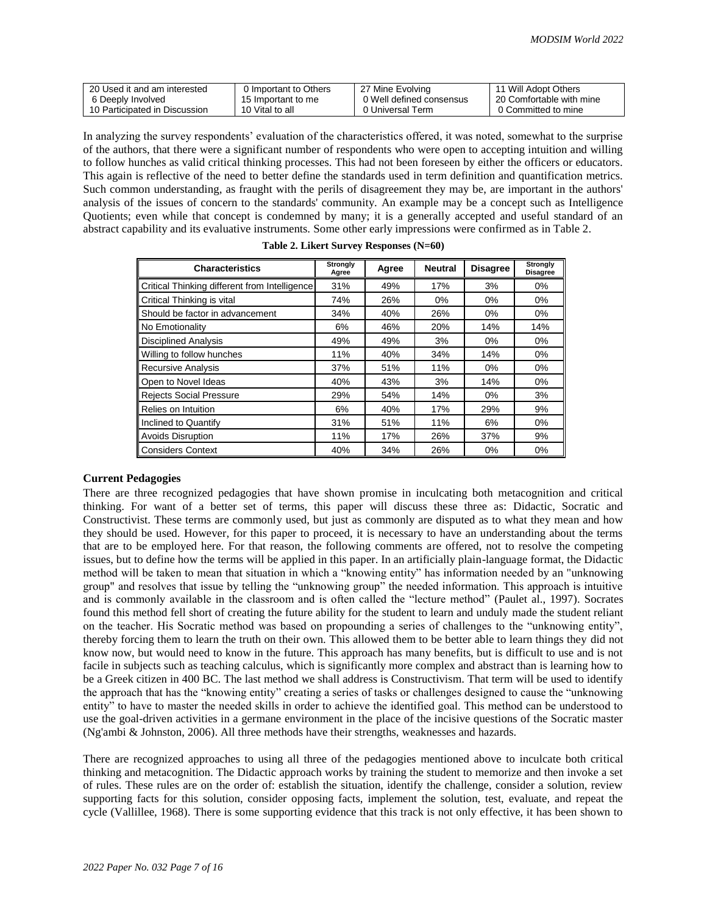| 20 Used it and am interested | 0 Important to Others | 27 Mine Evolving | 11 Will Adopt Others |
|---|---|---|---|
| 6 Deeply Involved | 15 Important to me | 0 Well defined consensus | 20 Comfortable with mine |
| 10 Participated in Discussion | 10 Vital to all | 0 Universal Term | 0 Committed to mine |

In analyzing the survey respondents' evaluation of the characteristics offered, it was noted, somewhat to the surprise of the authors, that there were a significant number of respondents who were open to accepting intuition and willing to follow hunches as valid critical thinking processes. This had not been foreseen by either the officers or educators. This again is reflective of the need to better define the standards used in term definition and quantification metrics. Such common understanding, as fraught with the perils of disagreement they may be, are important in the authors' analysis of the issues of concern to the standards' community. An example may be a concept such as Intelligence Quotients; even while that concept is condemned by many; it is a generally accepted and useful standard of an abstract capability and its evaluative instruments. Some other early impressions were confirmed as in Table 2.

**Table 2. Likert Survey Responses (N=60)**

| Characteristics | Strongly Agree | Agree | Neutral | Disagree | Strongly Disagree |
|---|---|---|---|---|---|
| Critical Thinking different from Intelligence | 31% | 49% | 17% | 3% | 0% |
| Critical Thinking is vital | 74% | 26% | 0% | 0% | 0% |
| Should be factor in advancement | 34% | 40% | 26% | 0% | 0% |
| No Emotionality | 6% | 46% | 20% | 14% | 14% |
| Disciplined Analysis | 49% | 49% | 3% | 0% | 0% |
| Willing to follow hunches | 11% | 40% | 34% | 14% | 0% |
| Recursive Analysis | 37% | 51% | 11% | 0% | 0% |
| Open to Novel Ideas | 40% | 43% | 3% | 14% | 0% |
| Rejects Social Pressure | 29% | 54% | 14% | 0% | 3% |
| Relies on Intuition | 6% | 40% | 17% | 29% | 9% |
| Inclined to Quantify | 31% | 51% | 11% | 6% | 0% |
| Avoids Disruption | 11% | 17% | 26% | 37% | 9% |
| Considers Context | 40% | 34% | 26% | 0% | 0% |

### Current Pedagogies

There are three recognized pedagogies that have shown promise in inculcating both metacognition and critical thinking. For want of a better set of terms, this paper will discuss these three as: Didactic, Socratic and Constructivist. These terms are commonly used, but just as commonly are disputed as to what they mean and how they should be used. However, for this paper to proceed, it is necessary to have an understanding about the terms that are to be employed here. For that reason, the following comments are offered, not to resolve the competing issues, but to define how the terms will be applied in this paper. In an artificially plain-language format, the Didactic method will be taken to mean that situation in which a "knowing entity" has information needed by an "unknowing group" and resolves that issue by telling the "unknowing group" the needed information. This approach is intuitive and is commonly available in the classroom and is often called the "lecture method" (Paulet al., 1997). Socrates found this method fell short of creating the future ability for the student to learn and unduly made the student reliant on the teacher. His Socratic method was based on propounding a series of challenges to the "unknowing entity", thereby forcing them to learn the truth on their own. This allowed them to be better able to learn things they did not know now, but would need to know in the future. This approach has many benefits, but is difficult to use and is not facile in subjects such as teaching calculus, which is significantly more complex and abstract than is learning how to be a Greek citizen in 400 BC. The last method we shall address is Constructivism. That term will be used to identify the approach that has the "knowing entity" creating a series of tasks or challenges designed to cause the "unknowing entity" to have to master the needed skills in order to achieve the identified goal. This method can be understood to use the goal-driven activities in a germane environment in the place of the incisive questions of the Socratic master (Ng'ambi & Johnston, 2006). All three methods have their strengths, weaknesses and hazards.

There are recognized approaches to using all three of the pedagogies mentioned above to inculcate both critical thinking and metacognition. The Didactic approach works by training the student to memorize and then invoke a set of rules. These rules are on the order of: establish the situation, identify the challenge, consider a solution, review supporting facts for this solution, consider opposing facts, implement the solution, test, evaluate, and repeat the cycle (Vallillee, 1968). There is some supporting evidence that this track is not only effective, it has been shown to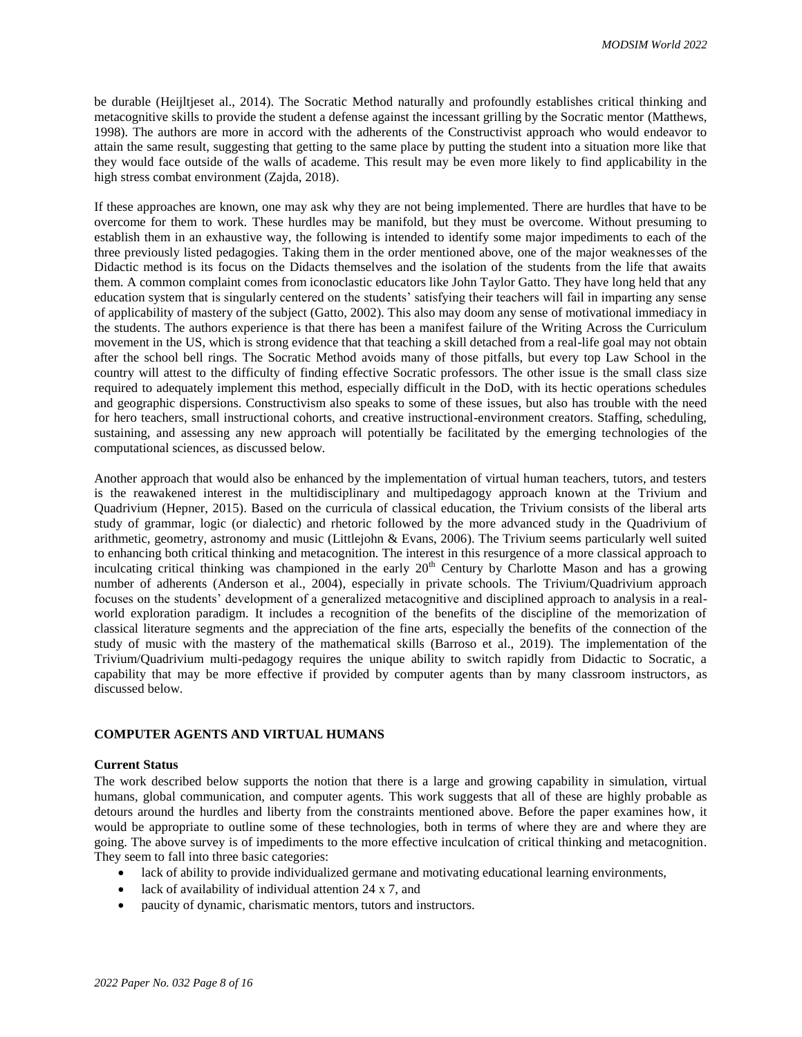be durable (Heijltjeset al., 2014). The Socratic Method naturally and profoundly establishes critical thinking and metacognitive skills to provide the student a defense against the incessant grilling by the Socratic mentor (Matthews, 1998). The authors are more in accord with the adherents of the Constructivist approach who would endeavor to attain the same result, suggesting that getting to the same place by putting the student into a situation more like that they would face outside of the walls of academe. This result may be even more likely to find applicability in the high stress combat environment (Zajda, 2018).

If these approaches are known, one may ask why they are not being implemented. There are hurdles that have to be overcome for them to work. These hurdles may be manifold, but they must be overcome. Without presuming to establish them in an exhaustive way, the following is intended to identify some major impediments to each of the three previously listed pedagogies. Taking them in the order mentioned above, one of the major weaknesses of the Didactic method is its focus on the Didacts themselves and the isolation of the students from the life that awaits them. A common complaint comes from iconoclastic educators like John Taylor Gatto. They have long held that any education system that is singularly centered on the students' satisfying their teachers will fail in imparting any sense of applicability of mastery of the subject (Gatto, 2002). This also may doom any sense of motivational immediacy in the students. The authors experience is that there has been a manifest failure of the Writing Across the Curriculum movement in the US, which is strong evidence that that teaching a skill detached from a real-life goal may not obtain after the school bell rings. The Socratic Method avoids many of those pitfalls, but every top Law School in the country will attest to the difficulty of finding effective Socratic professors. The other issue is the small class size required to adequately implement this method, especially difficult in the DoD, with its hectic operations schedules and geographic dispersions. Constructivism also speaks to some of these issues, but also has trouble with the need for hero teachers, small instructional cohorts, and creative instructional-environment creators. Staffing, scheduling, sustaining, and assessing any new approach will potentially be facilitated by the emerging technologies of the computational sciences, as discussed below.

Another approach that would also be enhanced by the implementation of virtual human teachers, tutors, and testers is the reawakened interest in the multidisciplinary and multipedagogy approach known at the Trivium and Quadrivium (Hepner, 2015). Based on the curricula of classical education, the Trivium consists of the liberal arts study of grammar, logic (or dialectic) and rhetoric followed by the more advanced study in the Quadrivium of arithmetic, geometry, astronomy and music (Littlejohn & Evans, 2006). The Trivium seems particularly well suited to enhancing both critical thinking and metacognition. The interest in this resurgence of a more classical approach to inculcating critical thinking was championed in the early 20th Century by Charlotte Mason and has a growing number of adherents (Anderson et al., 2004), especially in private schools. The Trivium/Quadrivium approach focuses on the students' development of a generalized metacognitive and disciplined approach to analysis in a real-world exploration paradigm. It includes a recognition of the benefits of the discipline of the memorization of classical literature segments and the appreciation of the fine arts, especially the benefits of the connection of the study of music with the mastery of the mathematical skills (Barroso et al., 2019). The implementation of the Trivium/Quadrivium multi-pedagogy requires the unique ability to switch rapidly from Didactic to Socratic, a capability that may be more effective if provided by computer agents than by many classroom instructors, as discussed below.

## COMPUTER AGENTS AND VIRTUAL HUMANS

### Current Status

The work described below supports the notion that there is a large and growing capability in simulation, virtual humans, global communication, and computer agents. This work suggests that all of these are highly probable as detours around the hurdles and liberty from the constraints mentioned above. Before the paper examines how, it would be appropriate to outline some of these technologies, both in terms of where they are and where they are going. The above survey is of impediments to the more effective inculcation of critical thinking and metacognition. They seem to fall into three basic categories:

- lack of ability to provide individualized germane and motivating educational learning environments,
- lack of availability of individual attention 24 x 7, and
- paucity of dynamic, charismatic mentors, tutors and instructors.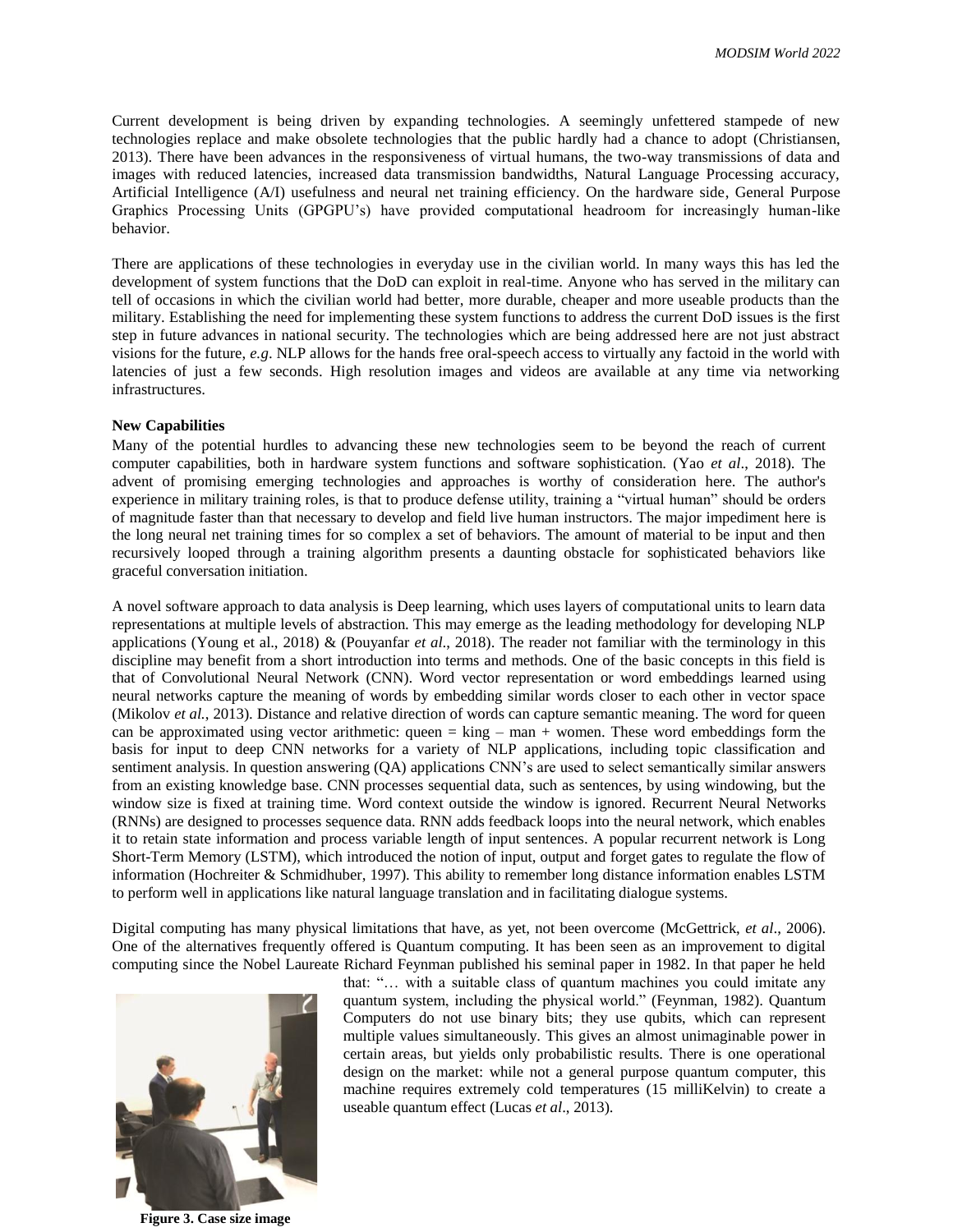Current development is being driven by expanding technologies. A seemingly unfettered stampede of new technologies replace and make obsolete technologies that the public hardly had a chance to adopt (Christiansen, 2013). There have been advances in the responsiveness of virtual humans, the two-way transmissions of data and images with reduced latencies, increased data transmission bandwidths, Natural Language Processing accuracy, Artificial Intelligence (A/I) usefulness and neural net training efficiency. On the hardware side, General Purpose Graphics Processing Units (GPGPU's) have provided computational headroom for increasingly human-like behavior.

There are applications of these technologies in everyday use in the civilian world. In many ways this has led the development of system functions that the DoD can exploit in real-time. Anyone who has served in the military can tell of occasions in which the civilian world had better, more durable, cheaper and more useable products than the military. Establishing the need for implementing these system functions to address the current DoD issues is the first step in future advances in national security. The technologies which are being addressed here are not just abstract visions for the future, *e.g*. NLP allows for the hands free oral-speech access to virtually any factoid in the world with latencies of just a few seconds. High resolution images and videos are available at any time via networking infrastructures.

**New Capabilities**

Many of the potential hurdles to advancing these new technologies seem to be beyond the reach of current computer capabilities, both in hardware system functions and software sophistication. (Yao *et al*., 2018). The advent of promising emerging technologies and approaches is worthy of consideration here. The author's experience in military training roles, is that to produce defense utility, training a "virtual human" should be orders of magnitude faster than that necessary to develop and field live human instructors. The major impediment here is the long neural net training times for so complex a set of behaviors. The amount of material to be input and then recursively looped through a training algorithm presents a daunting obstacle for sophisticated behaviors like graceful conversation initiation.

A novel software approach to data analysis is Deep learning, which uses layers of computational units to learn data representations at multiple levels of abstraction. This may emerge as the leading methodology for developing NLP applications (Young et al., 2018) & (Pouyanfar *et al*., 2018). The reader not familiar with the terminology in this discipline may benefit from a short introduction into terms and methods. One of the basic concepts in this field is that of Convolutional Neural Network (CNN). Word vector representation or word embeddings learned using neural networks capture the meaning of words by embedding similar words closer to each other in vector space (Mikolov *et al.*, 2013). Distance and relative direction of words can capture semantic meaning. The word for queen can be approximated using vector arithmetic: queen = king – man + women. These word embeddings form the basis for input to deep CNN networks for a variety of NLP applications, including topic classification and sentiment analysis. In question answering (QA) applications CNN's are used to select semantically similar answers from an existing knowledge base. CNN processes sequential data, such as sentences, by using windowing, but the window size is fixed at training time. Word context outside the window is ignored. Recurrent Neural Networks (RNNs) are designed to processes sequence data. RNN adds feedback loops into the neural network, which enables it to retain state information and process variable length of input sentences. A popular recurrent network is Long Short-Term Memory (LSTM), which introduced the notion of input, output and forget gates to regulate the flow of information (Hochreiter & Schmidhuber, 1997). This ability to remember long distance information enables LSTM to perform well in applications like natural language translation and in facilitating dialogue systems.

Digital computing has many physical limitations that have, as yet, not been overcome (McGettrick, *et al*., 2006). One of the alternatives frequently offered is Quantum computing. It has been seen as an improvement to digital computing since the Nobel Laureate Richard Feynman published his seminal paper in 1982. In that paper he held that: "… with a suitable class of quantum machines you could imitate any quantum system, including the physical world." (Feynman, 1982). Quantum Computers do not use binary bits; they use qubits, which can represent multiple values simultaneously. This gives an almost unimaginable power in certain areas, but yields only probabilistic results. There is one operational design on the market: while not a general purpose quantum computer, this machine requires extremely cold temperatures (15 milliKelvin) to create a useable quantum effect (Lucas *et al*., 2013).

**Figure 3. Case size image**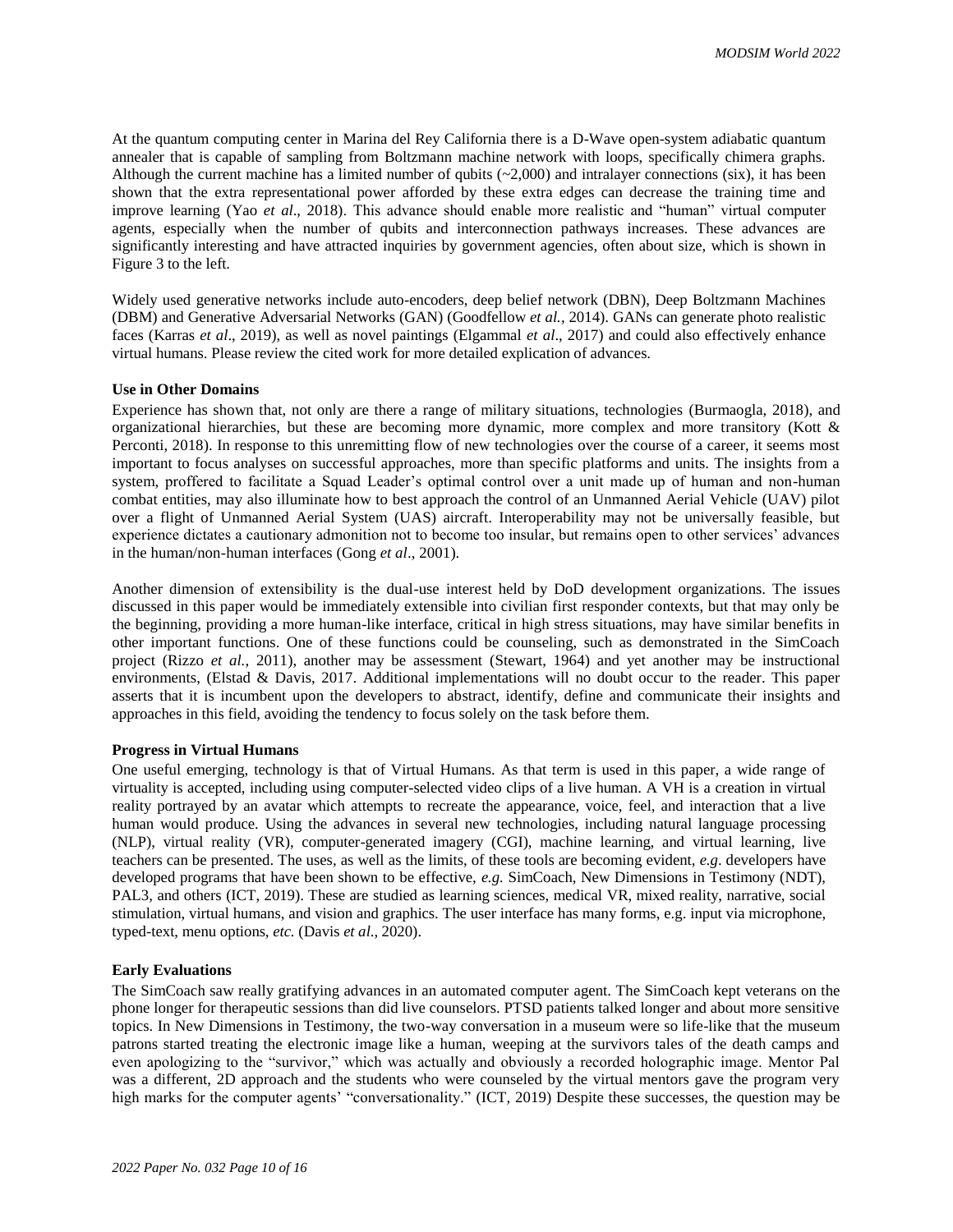At the quantum computing center in Marina del Rey California there is a D-Wave open-system adiabatic quantum annealer that is capable of sampling from Boltzmann machine network with loops, specifically chimera graphs. Although the current machine has a limited number of qubits (~2,000) and intralayer connections (six), it has been shown that the extra representational power afforded by these extra edges can decrease the training time and improve learning (Yao *et al*., 2018). This advance should enable more realistic and "human" virtual computer agents, especially when the number of qubits and interconnection pathways increases. These advances are significantly interesting and have attracted inquiries by government agencies, often about size, which is shown in Figure 3 to the left.

Widely used generative networks include auto-encoders, deep belief network (DBN), Deep Boltzmann Machines (DBM) and Generative Adversarial Networks (GAN) (Goodfellow *et al.*, 2014). GANs can generate photo realistic faces (Karras *et al*., 2019), as well as novel paintings (Elgammal *et al*., 2017) and could also effectively enhance virtual humans. Please review the cited work for more detailed explication of advances.

**Use in Other Domains**

Experience has shown that, not only are there a range of military situations, technologies (Burmaogla, 2018), and organizational hierarchies, but these are becoming more dynamic, more complex and more transitory (Kott & Perconti, 2018). In response to this unremitting flow of new technologies over the course of a career, it seems most important to focus analyses on successful approaches, more than specific platforms and units. The insights from a system, proffered to facilitate a Squad Leader's optimal control over a unit made up of human and non-human combat entities, may also illuminate how to best approach the control of an Unmanned Aerial Vehicle (UAV) pilot over a flight of Unmanned Aerial System (UAS) aircraft. Interoperability may not be universally feasible, but experience dictates a cautionary admonition not to become too insular, but remains open to other services' advances in the human/non-human interfaces (Gong *et al*., 2001).

Another dimension of extensibility is the dual-use interest held by DoD development organizations. The issues discussed in this paper would be immediately extensible into civilian first responder contexts, but that may only be the beginning, providing a more human-like interface, critical in high stress situations, may have similar benefits in other important functions. One of these functions could be counseling, such as demonstrated in the SimCoach project (Rizzo *et al.*, 2011), another may be assessment (Stewart, 1964) and yet another may be instructional environments, (Elstad & Davis, 2017. Additional implementations will no doubt occur to the reader. This paper asserts that it is incumbent upon the developers to abstract, identify, define and communicate their insights and approaches in this field, avoiding the tendency to focus solely on the task before them.

**Progress in Virtual Humans**

One useful emerging, technology is that of Virtual Humans. As that term is used in this paper, a wide range of virtuality is accepted, including using computer-selected video clips of a live human. A VH is a creation in virtual reality portrayed by an avatar which attempts to recreate the appearance, voice, feel, and interaction that a live human would produce. Using the advances in several new technologies, including natural language processing (NLP), virtual reality (VR), computer-generated imagery (CGI), machine learning, and virtual learning, live teachers can be presented. The uses, as well as the limits, of these tools are becoming evident, *e.g*. developers have developed programs that have been shown to be effective, *e.g.* SimCoach, New Dimensions in Testimony (NDT), PAL3, and others (ICT, 2019). These are studied as learning sciences, medical VR, mixed reality, narrative, social stimulation, virtual humans, and vision and graphics. The user interface has many forms, e.g. input via microphone, typed-text, menu options, *etc.* (Davis *et al*., 2020).

**Early Evaluations**

The SimCoach saw really gratifying advances in an automated computer agent. The SimCoach kept veterans on the phone longer for therapeutic sessions than did live counselors. PTSD patients talked longer and about more sensitive topics. In New Dimensions in Testimony, the two-way conversation in a museum were so life-like that the museum patrons started treating the electronic image like a human, weeping at the survivors tales of the death camps and even apologizing to the "survivor," which was actually and obviously a recorded holographic image. Mentor Pal was a different, 2D approach and the students who were counseled by the virtual mentors gave the program very high marks for the computer agents' "conversationality." (ICT, 2019) Despite these successes, the question may be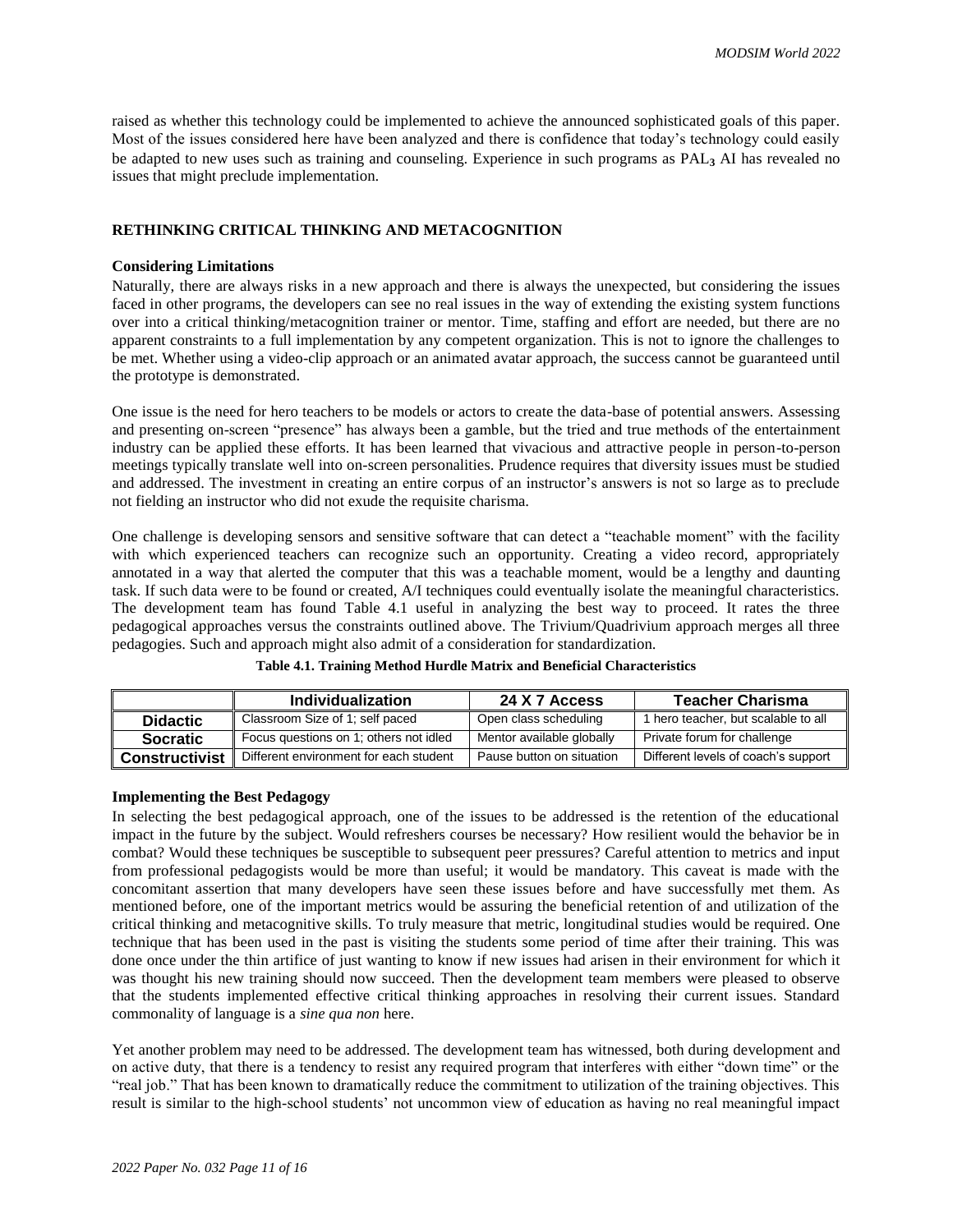raised as whether this technology could be implemented to achieve the announced sophisticated goals of this paper. Most of the issues considered here have been analyzed and there is confidence that today's technology could easily be adapted to new uses such as training and counseling. Experience in such programs as $PAL_3$ AI has revealed no issues that might preclude implementation.

## RETHINKING CRITICAL THINKING AND METACOGNITION

### Considering Limitations

Naturally, there are always risks in a new approach and there is always the unexpected, but considering the issues faced in other programs, the developers can see no real issues in the way of extending the existing system functions over into a critical thinking/metacognition trainer or mentor. Time, staffing and effort are needed, but there are no apparent constraints to a full implementation by any competent organization. This is not to ignore the challenges to be met. Whether using a video-clip approach or an animated avatar approach, the success cannot be guaranteed until the prototype is demonstrated.

One issue is the need for hero teachers to be models or actors to create the data-base of potential answers. Assessing and presenting on-screen "presence" has always been a gamble, but the tried and true methods of the entertainment industry can be applied these efforts. It has been learned that vivacious and attractive people in person-to-person meetings typically translate well into on-screen personalities. Prudence requires that diversity issues must be studied and addressed. The investment in creating an entire corpus of an instructor's answers is not so large as to preclude not fielding an instructor who did not exude the requisite charisma.

One challenge is developing sensors and sensitive software that can detect a "teachable moment" with the facility with which experienced teachers can recognize such an opportunity. Creating a video record, appropriately annotated in a way that alerted the computer that this was a teachable moment, would be a lengthy and daunting task. If such data were to be found or created, A/I techniques could eventually isolate the meaningful characteristics. The development team has found Table 4.1 useful in analyzing the best way to proceed. It rates the three pedagogical approaches versus the constraints outlined above. The Trivium/Quadrivium approach merges all three pedagogies. Such and approach might also admit of a consideration for standardization.

**Table 4.1. Training Method Hurdle Matrix and Beneficial Characteristics**

| | Individualization | 24 X 7 Access | Teacher Charisma |
|---|---|---|---|
| **Didactic** | Classroom Size of 1; self paced | Open class scheduling | 1 hero teacher, but scalable to all |
| **Socratic** | Focus questions on 1; others not idled | Mentor available globally | Private forum for challenge |
| **Constructivist** | Different environment for each student | Pause button on situation | Different levels of coach's support |

### Implementing the Best Pedagogy

In selecting the best pedagogical approach, one of the issues to be addressed is the retention of the educational impact in the future by the subject. Would refreshers courses be necessary? How resilient would the behavior be in combat? Would these techniques be susceptible to subsequent peer pressures? Careful attention to metrics and input from professional pedagogists would be more than useful; it would be mandatory. This caveat is made with the concomitant assertion that many developers have seen these issues before and have successfully met them. As mentioned before, one of the important metrics would be assuring the beneficial retention of and utilization of the critical thinking and metacognitive skills. To truly measure that metric, longitudinal studies would be required. One technique that has been used in the past is visiting the students some period of time after their training. This was done once under the thin artifice of just wanting to know if new issues had arisen in their environment for which it was thought his new training should now succeed. Then the development team members were pleased to observe that the students implemented effective critical thinking approaches in resolving their current issues. Standard commonality of language is a *sine qua non* here.

Yet another problem may need to be addressed. The development team has witnessed, both during development and on active duty, that there is a tendency to resist any required program that interferes with either "down time" or the "real job." That has been known to dramatically reduce the commitment to utilization of the training objectives. This result is similar to the high-school students' not uncommon view of education as having no real meaningful impact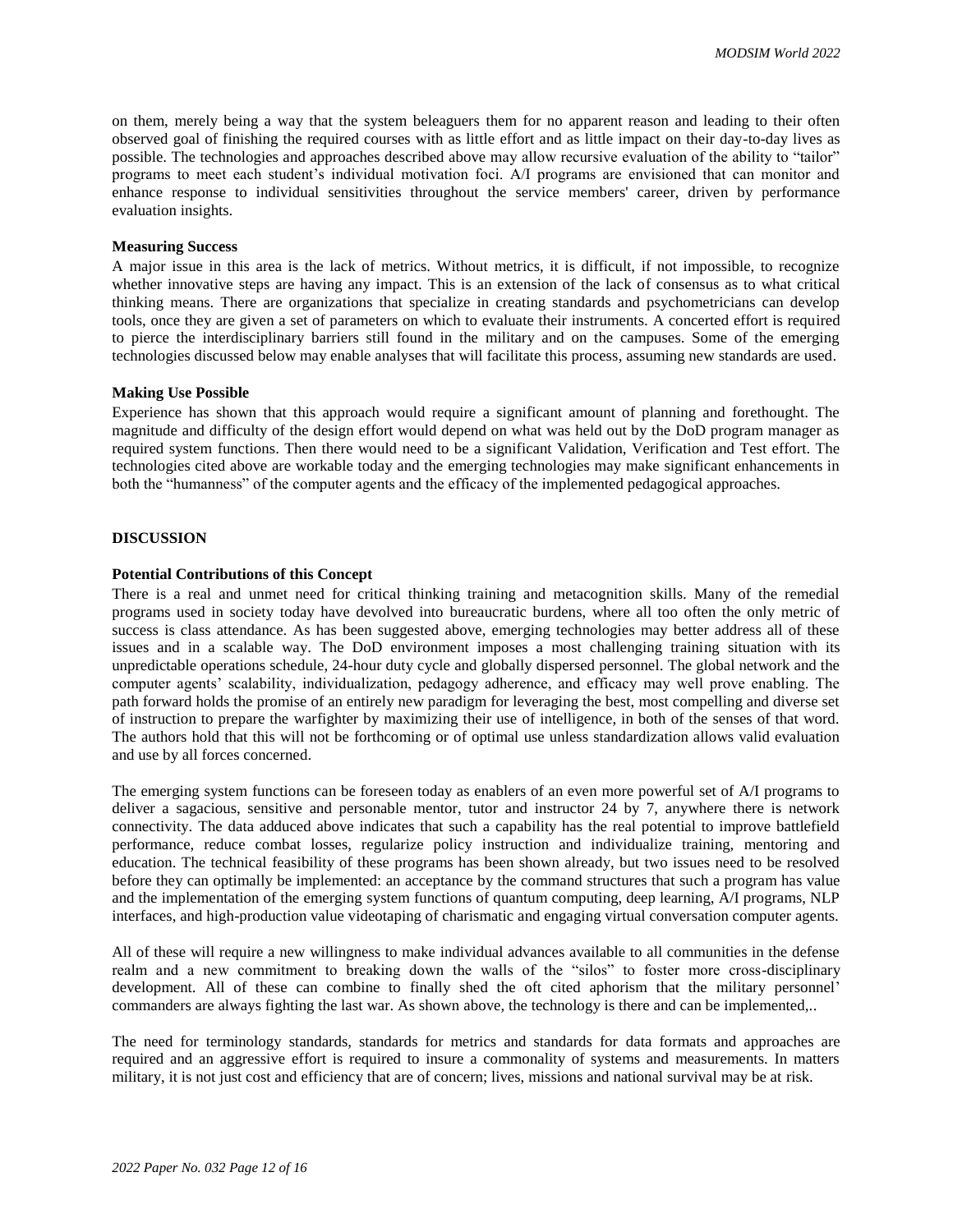on them, merely being a way that the system beleaguers them for no apparent reason and leading to their often observed goal of finishing the required courses with as little effort and as little impact on their day-to-day lives as possible. The technologies and approaches described above may allow recursive evaluation of the ability to "tailor" programs to meet each student's individual motivation foci. A/I programs are envisioned that can monitor and enhance response to individual sensitivities throughout the service members' career, driven by performance evaluation insights.

### Measuring Success

A major issue in this area is the lack of metrics. Without metrics, it is difficult, if not impossible, to recognize whether innovative steps are having any impact. This is an extension of the lack of consensus as to what critical thinking means. There are organizations that specialize in creating standards and psychometricians can develop tools, once they are given a set of parameters on which to evaluate their instruments. A concerted effort is required to pierce the interdisciplinary barriers still found in the military and on the campuses. Some of the emerging technologies discussed below may enable analyses that will facilitate this process, assuming new standards are used.

### Making Use Possible

Experience has shown that this approach would require a significant amount of planning and forethought. The magnitude and difficulty of the design effort would depend on what was held out by the DoD program manager as required system functions. Then there would need to be a significant Validation, Verification and Test effort. The technologies cited above are workable today and the emerging technologies may make significant enhancements in both the "humanness" of the computer agents and the efficacy of the implemented pedagogical approaches.

## DISCUSSION

### Potential Contributions of this Concept

There is a real and unmet need for critical thinking training and metacognition skills. Many of the remedial programs used in society today have devolved into bureaucratic burdens, where all too often the only metric of success is class attendance. As has been suggested above, emerging technologies may better address all of these issues and in a scalable way. The DoD environment imposes a most challenging training situation with its unpredictable operations schedule, 24-hour duty cycle and globally dispersed personnel. The global network and the computer agents' scalability, individualization, pedagogy adherence, and efficacy may well prove enabling. The path forward holds the promise of an entirely new paradigm for leveraging the best, most compelling and diverse set of instruction to prepare the warfighter by maximizing their use of intelligence, in both of the senses of that word. The authors hold that this will not be forthcoming or of optimal use unless standardization allows valid evaluation and use by all forces concerned.

The emerging system functions can be foreseen today as enablers of an even more powerful set of A/I programs to deliver a sagacious, sensitive and personable mentor, tutor and instructor 24 by 7, anywhere there is network connectivity. The data adduced above indicates that such a capability has the real potential to improve battlefield performance, reduce combat losses, regularize policy instruction and individualize training, mentoring and education. The technical feasibility of these programs has been shown already, but two issues need to be resolved before they can optimally be implemented: an acceptance by the command structures that such a program has value and the implementation of the emerging system functions of quantum computing, deep learning, A/I programs, NLP interfaces, and high-production value videotaping of charismatic and engaging virtual conversation computer agents.

All of these will require a new willingness to make individual advances available to all communities in the defense realm and a new commitment to breaking down the walls of the "silos" to foster more cross-disciplinary development. All of these can combine to finally shed the oft cited aphorism that the military personnel' commanders are always fighting the last war. As shown above, the technology is there and can be implemented,..

The need for terminology standards, standards for metrics and standards for data formats and approaches are required and an aggressive effort is required to insure a commonality of systems and measurements. In matters military, it is not just cost and efficiency that are of concern; lives, missions and national survival may be at risk.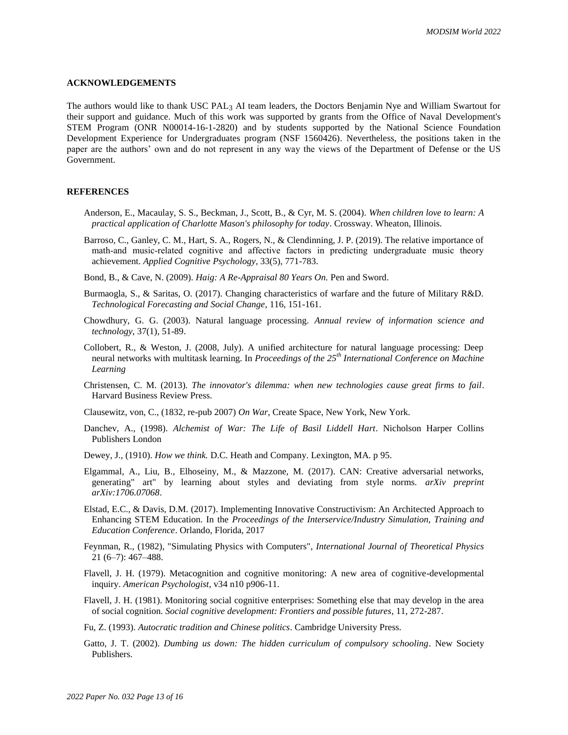## ACKNOWLEDGEMENTS

The authors would like to thank USC $PAL_3$ AI team leaders, the Doctors Benjamin Nye and William Swartout for their support and guidance. Much of this work was supported by grants from the Office of Naval Development's STEM Program (ONR N00014-16-1-2820) and by students supported by the National Science Foundation Development Experience for Undergraduates program (NSF 1560426). Nevertheless, the positions taken in the paper are the authors' own and do not represent in any way the views of the Department of Defense or the US Government.

## REFERENCES

Anderson, E., Macaulay, S. S., Beckman, J., Scott, B., & Cyr, M. S. (2004). *When children love to learn: A practical application of Charlotte Mason's philosophy for today*. Crossway. Wheaton, Illinois.

Barroso, C., Ganley, C. M., Hart, S. A., Rogers, N., & Clendinning, J. P. (2019). The relative importance of math-and music-related cognitive and affective factors in predicting undergraduate music theory achievement. *Applied Cognitive Psychology*, 33(5), 771-783.

Bond, B., & Cave, N. (2009). *Haig: A Re-Appraisal 80 Years On.* Pen and Sword.

Burmaogla, S., & Saritas, O. (2017). Changing characteristics of warfare and the future of Military R&D. *Technological Forecasting and Social Change*, 116, 151-161.

Chowdhury, G. G. (2003). Natural language processing. *Annual review of information science and technology*, 37(1), 51-89.

Collobert, R., & Weston, J. (2008, July). A unified architecture for natural language processing: Deep neural networks with multitask learning. In *Proceedings of the 25th International Conference on Machine Learning*

Christensen, C. M. (2013). *The innovator's dilemma: when new technologies cause great firms to fail*. Harvard Business Review Press.

Clausewitz, von, C., (1832, re-pub 2007) *On War*, Create Space, New York, New York.

Danchev, A., (1998). *Alchemist of War: The Life of Basil Liddell Hart*. Nicholson Harper Collins Publishers London

Dewey, J., (1910). *How we think.* D.C. Heath and Company. Lexington, MA. p 95.

Elgammal, A., Liu, B., Elhoseiny, M., & Mazzone, M. (2017). CAN: Creative adversarial networks, generating" art" by learning about styles and deviating from style norms. *arXiv preprint arXiv:1706.07068*.

Elstad, E.C., & Davis, D.M. (2017). Implementing Innovative Constructivism: An Architected Approach to Enhancing STEM Education. In the *Proceedings of the Interservice/Industry Simulation, Training and Education Conference*. Orlando, Florida, 2017

Feynman, R., (1982), "Simulating Physics with Computers", *International Journal of Theoretical Physics* 21 (6–7): 467–488.

Flavell, J. H. (1979). Metacognition and cognitive monitoring: A new area of cognitive-developmental inquiry. *American Psychologist*, v34 n10 p906-11.

Flavell, J. H. (1981). Monitoring social cognitive enterprises: Something else that may develop in the area of social cognition. *Social cognitive development: Frontiers and possible futures*, 11, 272-287.

Fu, Z. (1993). *Autocratic tradition and Chinese politics*. Cambridge University Press.

Gatto, J. T. (2002). *Dumbing us down: The hidden curriculum of compulsory schooling*. New Society Publishers.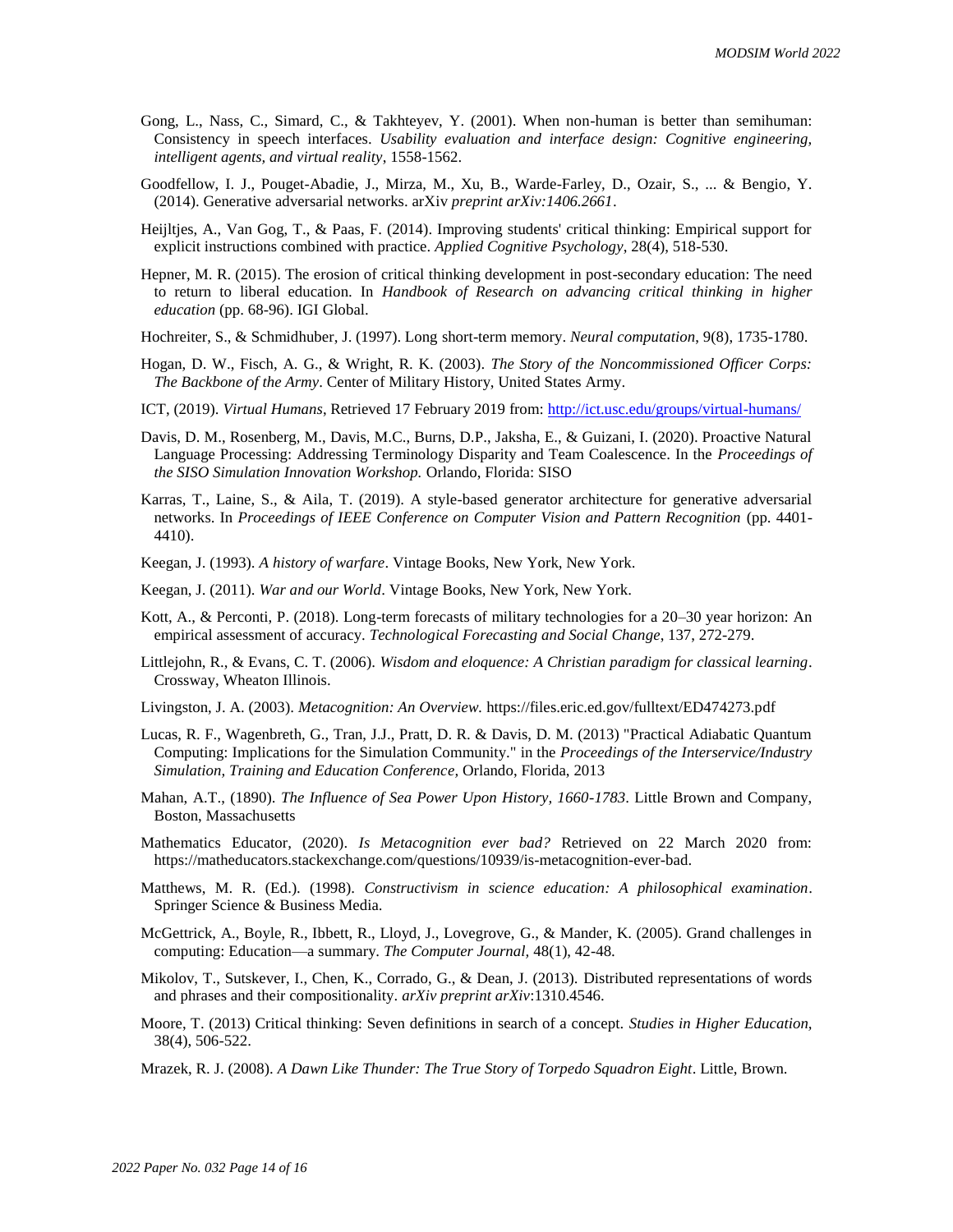Gong, L., Nass, C., Simard, C., & Takhteyev, Y. (2001). When non-human is better than semihuman: Consistency in speech interfaces. *Usability evaluation and interface design: Cognitive engineering, intelligent agents, and virtual reality*, 1558-1562.

Goodfellow, I. J., Pouget-Abadie, J., Mirza, M., Xu, B., Warde-Farley, D., Ozair, S., ... & Bengio, Y. (2014). Generative adversarial networks. arXiv *preprint arXiv:1406.2661*.

Heijltjes, A., Van Gog, T., & Paas, F. (2014). Improving students' critical thinking: Empirical support for explicit instructions combined with practice. *Applied Cognitive Psychology*, 28(4), 518-530.

Hepner, M. R. (2015). The erosion of critical thinking development in post-secondary education: The need to return to liberal education. In *Handbook of Research on advancing critical thinking in higher education* (pp. 68-96). IGI Global.

Hochreiter, S., & Schmidhuber, J. (1997). Long short-term memory. *Neural computation*, 9(8), 1735-1780.

Hogan, D. W., Fisch, A. G., & Wright, R. K. (2003). *The Story of the Noncommissioned Officer Corps: The Backbone of the Army*. Center of Military History, United States Army.

ICT, (2019). *Virtual Humans*, Retrieved 17 February 2019 from: http://ict.usc.edu/groups/virtual-humans/

Davis, D. M., Rosenberg, M., Davis, M.C., Burns, D.P., Jaksha, E., & Guizani, I. (2020). Proactive Natural Language Processing: Addressing Terminology Disparity and Team Coalescence. In the *Proceedings of the SISO Simulation Innovation Workshop.* Orlando, Florida: SISO

Karras, T., Laine, S., & Aila, T. (2019). A style-based generator architecture for generative adversarial networks. In *Proceedings of IEEE Conference on Computer Vision and Pattern Recognition* (pp. 4401-4410).

Keegan, J. (1993). *A history of warfare*. Vintage Books, New York, New York.

Keegan, J. (2011). *War and our World*. Vintage Books, New York, New York.

Kott, A., & Perconti, P. (2018). Long-term forecasts of military technologies for a 20–30 year horizon: An empirical assessment of accuracy. *Technological Forecasting and Social Change*, 137, 272-279.

Littlejohn, R., & Evans, C. T. (2006). *Wisdom and eloquence: A Christian paradigm for classical learning*. Crossway, Wheaton Illinois.

Livingston, J. A. (2003). *Metacognition: An Overview.* https://files.eric.ed.gov/fulltext/ED474273.pdf

Lucas, R. F., Wagenbreth, G., Tran, J.J., Pratt, D. R. & Davis, D. M. (2013) "Practical Adiabatic Quantum Computing: Implications for the Simulation Community." in the *Proceedings of the Interservice/Industry Simulation, Training and Education Conference,* Orlando, Florida, 2013

Mahan, A.T., (1890). *The Influence of Sea Power Upon History, 1660-1783*. Little Brown and Company, Boston, Massachusetts

Mathematics Educator, (2020). *Is Metacognition ever bad?* Retrieved on 22 March 2020 from: https://matheducators.stackexchange.com/questions/10939/is-metacognition-ever-bad.

Matthews, M. R. (Ed.). (1998). *Constructivism in science education: A philosophical examination*. Springer Science & Business Media.

McGettrick, A., Boyle, R., Ibbett, R., Lloyd, J., Lovegrove, G., & Mander, K. (2005). Grand challenges in computing: Education—a summary. *The Computer Journal*, 48(1), 42-48.

Mikolov, T., Sutskever, I., Chen, K., Corrado, G., & Dean, J. (2013). Distributed representations of words and phrases and their compositionality. *arXiv preprint arXiv*:1310.4546.

Moore, T. (2013) Critical thinking: Seven definitions in search of a concept. *Studies in Higher Education*, 38(4), 506-522.

Mrazek, R. J. (2008). *A Dawn Like Thunder: The True Story of Torpedo Squadron Eight*. Little, Brown.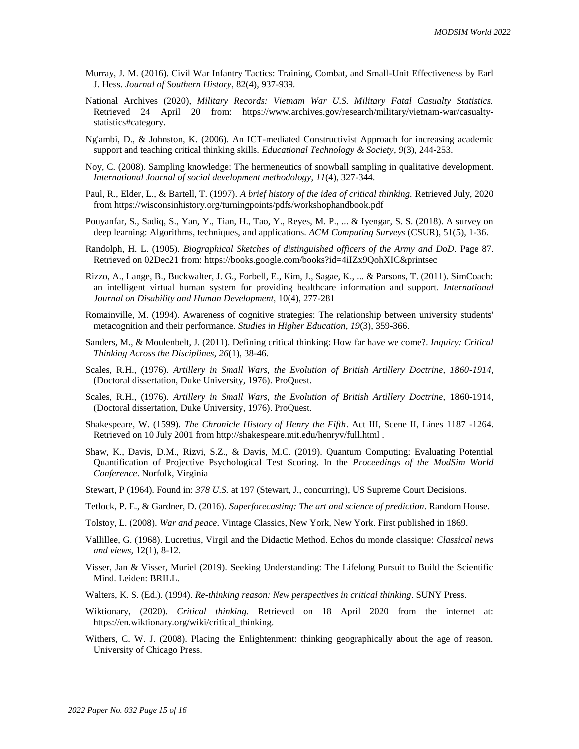Murray, J. M. (2016). Civil War Infantry Tactics: Training, Combat, and Small-Unit Effectiveness by Earl J. Hess. *Journal of Southern History*, 82(4), 937-939.

National Archives (2020), *Military Records: Vietnam War U.S. Military Fatal Casualty Statistics.* Retrieved 24 April 20 from: https://www.archives.gov/research/military/vietnam-war/casualty-statistics#category.

Ng'ambi, D., & Johnston, K. (2006). An ICT-mediated Constructivist Approach for increasing academic support and teaching critical thinking skills. *Educational Technology & Society*, *9*(3), 244-253.

Noy, C. (2008). Sampling knowledge: The hermeneutics of snowball sampling in qualitative development. *International Journal of social development methodology*, *11*(4), 327-344.

Paul, R., Elder, L., & Bartell, T. (1997). *A brief history of the idea of critical thinking.* Retrieved July, 2020 from https://wisconsinhistory.org/turningpoints/pdfs/workshophandbook.pdf

Pouyanfar, S., Sadiq, S., Yan, Y., Tian, H., Tao, Y., Reyes, M. P., ... & Iyengar, S. S. (2018). A survey on deep learning: Algorithms, techniques, and applications. *ACM Computing Surveys* (CSUR), 51(5), 1-36.

Randolph, H. L. (1905). *Biographical Sketches of distinguished officers of the Army and DoD*. Page 87. Retrieved on 02Dec21 from: https://books.google.com/books?id=4iIZx9QohXIC&printsec

Rizzo, A., Lange, B., Buckwalter, J. G., Forbell, E., Kim, J., Sagae, K., ... & Parsons, T. (2011). SimCoach: an intelligent virtual human system for providing healthcare information and support. *International Journal on Disability and Human Development*, 10(4), 277-281

Romainville, M. (1994). Awareness of cognitive strategies: The relationship between university students' metacognition and their performance. *Studies in Higher Education*, *19*(3), 359-366.

Sanders, M., & Moulenbelt, J. (2011). Defining critical thinking: How far have we come?. *Inquiry: Critical Thinking Across the Disciplines*, *26*(1), 38-46.

Scales, R.H., (1976). *Artillery in Small Wars, the Evolution of British Artillery Doctrine, 1860-1914*, (Doctoral dissertation, Duke University, 1976). ProQuest.

Scales, R.H., (1976). *Artillery in Small Wars, the Evolution of British Artillery Doctrine,* 1860-1914, (Doctoral dissertation, Duke University, 1976). ProQuest.

Shakespeare, W. (1599). *The Chronicle History of Henry the Fifth*. Act III, Scene II, Lines 1187 -1264. Retrieved on 10 July 2001 from http://shakespeare.mit.edu/henryv/full.html .

Shaw, K., Davis, D.M., Rizvi, S.Z., & Davis, M.C. (2019). Quantum Computing: Evaluating Potential Quantification of Projective Psychological Test Scoring. In the *Proceedings of the ModSim World Conference*. Norfolk, Virginia

Stewart, P (1964). Found in: *378 U.S.* at 197 (Stewart, J., concurring), US Supreme Court Decisions.

Tetlock, P. E., & Gardner, D. (2016). *Superforecasting: The art and science of prediction*. Random House.

Tolstoy, L. (2008). *War and peace*. Vintage Classics, New York, New York. First published in 1869.

Vallillee, G. (1968). Lucretius, Virgil and the Didactic Method. Echos du monde classique: *Classical news and views*, 12(1), 8-12.

Visser, Jan & Visser, Muriel (2019). Seeking Understanding: The Lifelong Pursuit to Build the Scientific Mind. Leiden: BRILL.

Walters, K. S. (Ed.). (1994). *Re-thinking reason: New perspectives in critical thinking*. SUNY Press.

Wiktionary, (2020). *Critical thinking*. Retrieved on 18 April 2020 from the internet at: https://en.wiktionary.org/wiki/critical_thinking.

Withers, C. W. J. (2008). Placing the Enlightenment: thinking geographically about the age of reason. University of Chicago Press.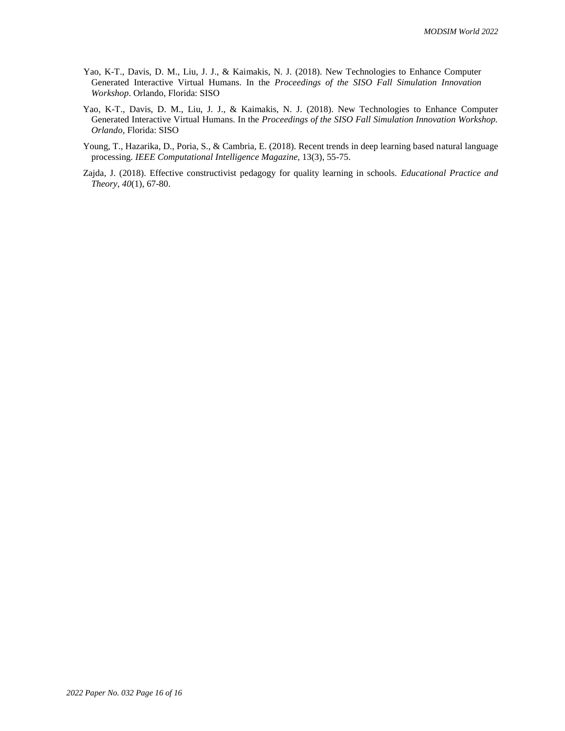Yao, K-T., Davis, D. M., Liu, J. J., & Kaimakis, N. J. (2018). New Technologies to Enhance Computer Generated Interactive Virtual Humans. In the *Proceedings of the SISO Fall Simulation Innovation Workshop*. Orlando, Florida: SISO

Yao, K-T., Davis, D. M., Liu, J. J., & Kaimakis, N. J. (2018). New Technologies to Enhance Computer Generated Interactive Virtual Humans. In the *Proceedings of the SISO Fall Simulation Innovation Workshop. Orlando*, Florida: SISO

Young, T., Hazarika, D., Poria, S., & Cambria, E. (2018). Recent trends in deep learning based natural language processing. *IEEE Computational Intelligence Magazine*, 13(3), 55-75.

Zajda, J. (2018). Effective constructivist pedagogy for quality learning in schools. *Educational Practice and Theory*, *40*(1), 67-80.